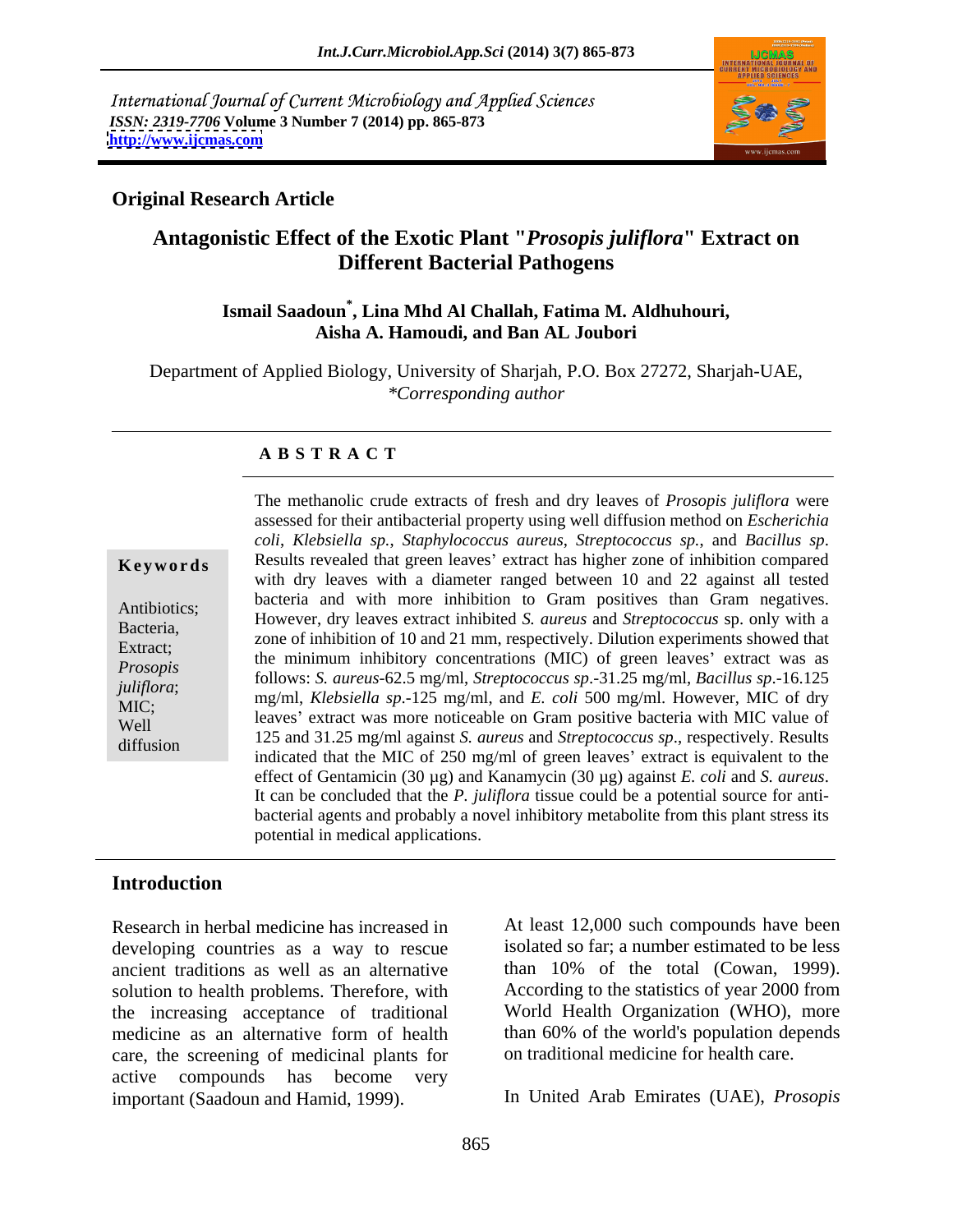International Journal of Current Microbiology and Applied Sciences
*ISSN: 2319-7706* **Volume 3 Number 7 (2014) pp. 865-873**
**http://www.ijcmas.com**

**Original Research Article**

# Antagonistic Effect of the Exotic Plant "*Prosopis juliflora*" Extract on Different Bacterial Pathogens

**Ismail Saadoun*, Lina Mhd Al Challah, Fatima M. Aldhuhouri, Aisha A. Hamoudi, and Ban AL Joubori**

Department of Applied Biology, University of Sharjah, P.O. Box 27272, Sharjah-UAE,
*\*Corresponding author*

## A B S T R A C T

**Keywords**

Antibiotics; Bacteria, Extract; *Prosopis juliflora*; MIC; Well diffusion

The methanolic crude extracts of fresh and dry leaves of *Prosopis juliflora* were assessed for their antibacterial property using well diffusion method on *Escherichia coli*, *Klebsiella sp.*, *Staphylococcus aureus*, *Streptococcus sp.*, and *Bacillus sp*. Results revealed that green leaves' extract has higher zone of inhibition compared with dry leaves with a diameter ranged between 10 and 22 against all tested bacteria and with more inhibition to Gram positives than Gram negatives. However, dry leaves extract inhibited *S. aureus* and *Streptococcus* sp. only with a zone of inhibition of 10 and 21 mm, respectively. Dilution experiments showed that the minimum inhibitory concentrations (MIC) of green leaves' extract was as follows: *S. aureus*-62.5 mg/ml, *Streptococcus sp*.-31.25 mg/ml, *Bacillus sp*.-16.125 mg/ml, *Klebsiella sp*.-125 mg/ml, and *E. coli* 500 mg/ml. However, MIC of dry leaves' extract was more noticeable on Gram positive bacteria with MIC value of 125 and 31.25 mg/ml against *S. aureus* and *Streptococcus sp*., respectively. Results indicated that the MIC of 250 mg/ml of green leaves' extract is equivalent to the effect of Gentamicin (30 µg) and Kanamycin (30 µg) against *E. coli* and *S. aureus*. It can be concluded that the *P. juliflora* tissue could be a potential source for anti-bacterial agents and probably a novel inhibitory metabolite from this plant stress its potential in medical applications.

## Introduction

Research in herbal medicine has increased in developing countries as a way to rescue ancient traditions as well as an alternative solution to health problems. Therefore, with the increasing acceptance of traditional medicine as an alternative form of health care, the screening of medicinal plants for active compounds has become very important (Saadoun and Hamid, 1999).

At least 12,000 such compounds have been isolated so far; a number estimated to be less than 10% of the total (Cowan, 1999). According to the statistics of year 2000 from World Health Organization (WHO), more than 60% of the world's population depends on traditional medicine for health care.

In United Arab Emirates (UAE), *Prosopis*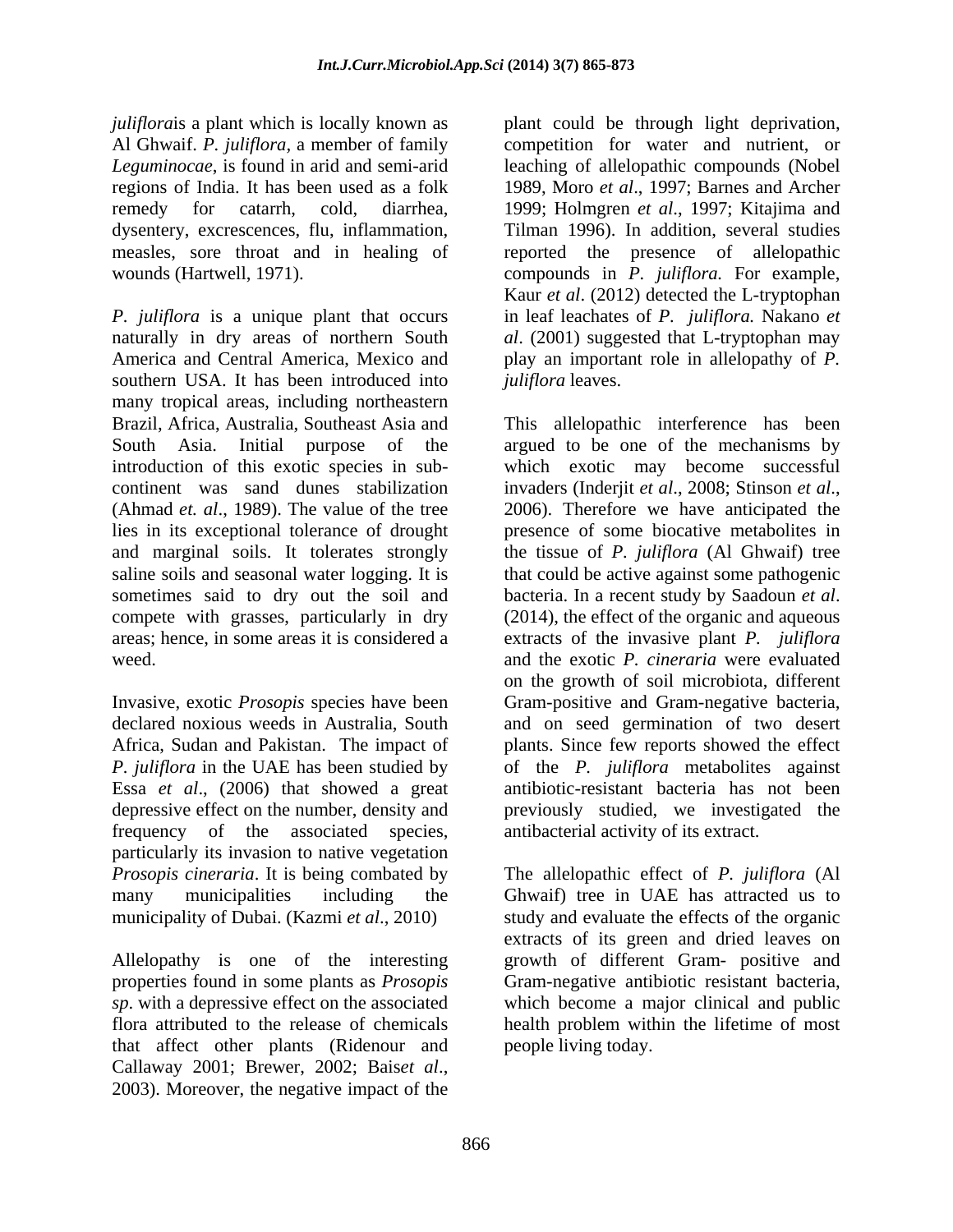*juliflora*is a plant which is locally known as Al Ghwaif. *P. juliflora*, a member of family *Leguminocae*, is found in arid and semi-arid regions of India. It has been used as a folk remedy for catarrh, cold, diarrhea, dysentery, excrescences, flu, inflammation, measles, sore throat and in healing of wounds (Hartwell, 1971).

*P. juliflora* is a unique plant that occurs naturally in dry areas of northern South America and Central America, Mexico and southern USA. It has been introduced into many tropical areas, including northeastern Brazil, Africa, Australia, Southeast Asia and South Asia. Initial purpose of the introduction of this exotic species in sub-continent was sand dunes stabilization (Ahmad *et. al*., 1989). The value of the tree lies in its exceptional tolerance of drought and marginal soils. It tolerates strongly saline soils and seasonal water logging. It is sometimes said to dry out the soil and compete with grasses, particularly in dry areas; hence, in some areas it is considered a weed.

Invasive, exotic *Prosopis* species have been declared noxious weeds in Australia, South Africa, Sudan and Pakistan. The impact of *P. juliflora* in the UAE has been studied by Essa *et al*., (2006) that showed a great depressive effect on the number, density and frequency of the associated species, particularly its invasion to native vegetation *Prosopis cineraria*. It is being combated by many municipalities including the municipality of Dubai. (Kazmi *et al*., 2010)

Allelopathy is one of the interesting properties found in some plants as *Prosopis sp*. with a depressive effect on the associated flora attributed to the release of chemicals that affect other plants (Ridenour and Callaway 2001; Brewer, 2002; Bais*et al*., 2003). Moreover, the negative impact of the plant could be through light deprivation, competition for water and nutrient, or leaching of allelopathic compounds (Nobel 1989, Moro *et al*., 1997; Barnes and Archer 1999; Holmgren *et al*., 1997; Kitajima and Tilman 1996). In addition, several studies reported the presence of allelopathic compounds in *P. juliflora.* For example, Kaur *et al*. (2012) detected the L-tryptophan in leaf leachates of *P. juliflora.* Nakano *et al*. (2001) suggested that L-tryptophan may play an important role in allelopathy of *P. juliflora* leaves.

This allelopathic interference has been argued to be one of the mechanisms by which exotic may become successful invaders (Inderjit *et al*., 2008; Stinson *et al*., 2006). Therefore we have anticipated the presence of some biocative metabolites in the tissue of *P. juliflora* (Al Ghwaif) tree that could be active against some pathogenic bacteria. In a recent study by Saadoun *et al*. (2014), the effect of the organic and aqueous extracts of the invasive plant *P. juliflora* and the exotic *P. cineraria* were evaluated on the growth of soil microbiota, different Gram-positive and Gram-negative bacteria, and on seed germination of two desert plants. Since few reports showed the effect of the *P. juliflora* metabolites against antibiotic-resistant bacteria has not been previously studied, we investigated the antibacterial activity of its extract.

The allelopathic effect of *P. juliflora* (Al Ghwaif) tree in UAE has attracted us to study and evaluate the effects of the organic extracts of its green and dried leaves on growth of different Gram- positive and Gram-negative antibiotic resistant bacteria, which become a major clinical and public health problem within the lifetime of most people living today.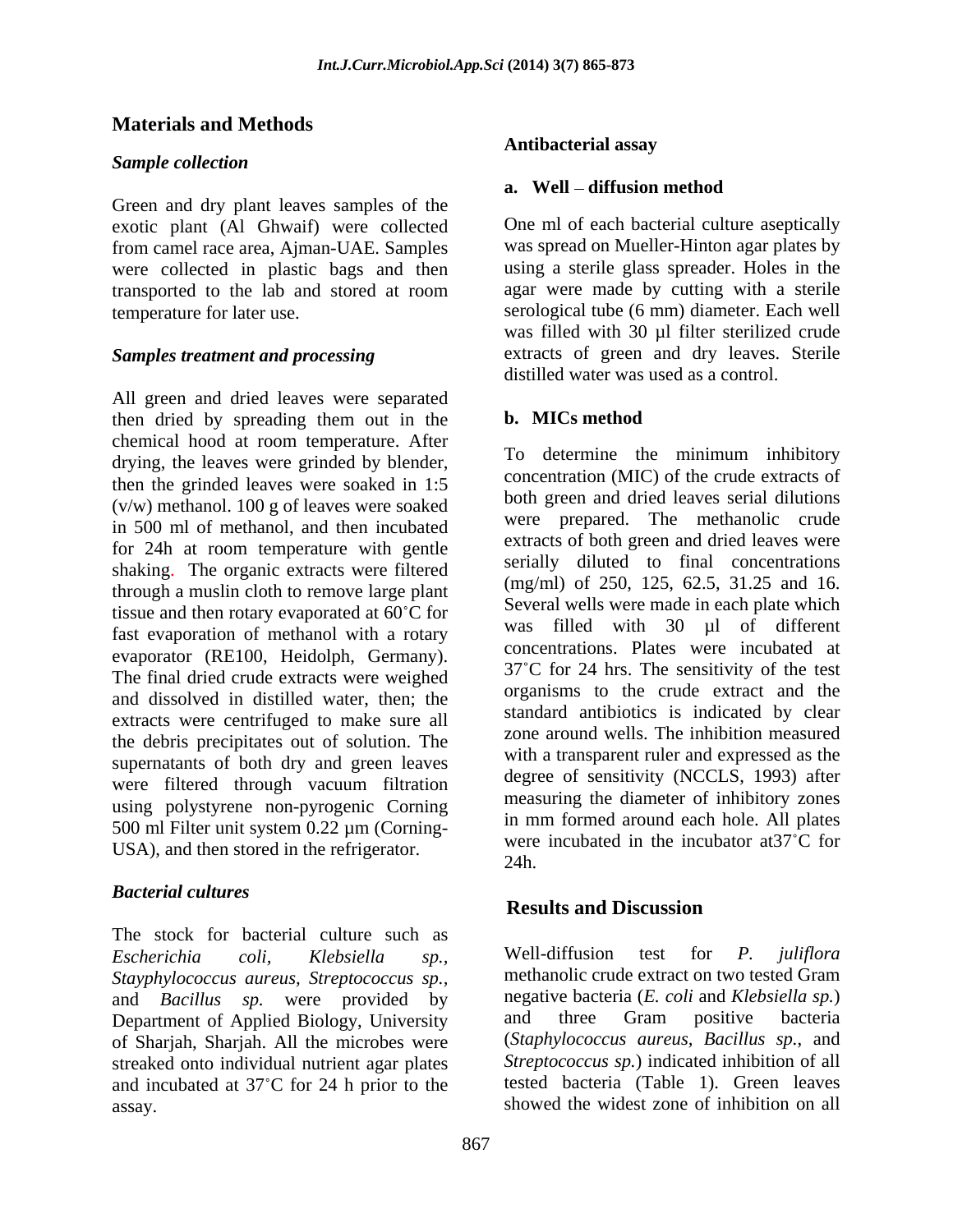## Materials and Methods

### *Sample collection*

Green and dry plant leaves samples of the exotic plant (Al Ghwaif) were collected from camel race area, Ajman-UAE. Samples were collected in plastic bags and then transported to the lab and stored at room temperature for later use.

### *Samples treatment and processing*

All green and dried leaves were separated then dried by spreading them out in the chemical hood at room temperature. After drying, the leaves were grinded by blender, then the grinded leaves were soaked in 1:5 (v/w) methanol. 100 g of leaves were soaked in 500 ml of methanol, and then incubated for 24h at room temperature with gentle shaking. The organic extracts were filtered through a muslin cloth to remove large plant tissue and then rotary evaporated at 60˚C for fast evaporation of methanol with a rotary evaporator (RE100, Heidolph, Germany). The final dried crude extracts were weighed and dissolved in distilled water, then; the extracts were centrifuged to make sure all the debris precipitates out of solution. The supernatants of both dry and green leaves were filtered through vacuum filtration using polystyrene non-pyrogenic Corning 500 ml Filter unit system 0.22 µm (Corning-USA), and then stored in the refrigerator.

### *Bacterial cultures*

The stock for bacterial culture such as *Escherichia coli*, *Klebsiella sp.*, *Stayphylococcus aureus*, *Streptococcus sp.*, and *Bacillus sp.* were provided by Department of Applied Biology, University of Sharjah, Sharjah. All the microbes were streaked onto individual nutrient agar plates and incubated at 37˚C for 24 h prior to the assay.

### Antibacterial assay

#### a. Well – diffusion method

One ml of each bacterial culture aseptically was spread on Mueller-Hinton agar plates by using a sterile glass spreader. Holes in the agar were made by cutting with a sterile serological tube (6 mm) diameter. Each well was filled with 30 µl filter sterilized crude extracts of green and dry leaves. Sterile distilled water was used as a control.

#### b. MICs method

To determine the minimum inhibitory concentration (MIC) of the crude extracts of both green and dried leaves serial dilutions were prepared. The methanolic crude extracts of both green and dried leaves were serially diluted to final concentrations (mg/ml) of 250, 125, 62.5, 31.25 and 16. Several wells were made in each plate which was filled with 30 µl of different concentrations. Plates were incubated at 37˚C for 24 hrs. The sensitivity of the test organisms to the crude extract and the standard antibiotics is indicated by clear zone around wells. The inhibition measured with a transparent ruler and expressed as the degree of sensitivity (NCCLS, 1993) after measuring the diameter of inhibitory zones in mm formed around each hole. All plates were incubated in the incubator at37˚C for 24h.

## Results and Discussion

Well-diffusion test for *P. juliflora* methanolic crude extract on two tested Gram negative bacteria (*E. coli* and *Klebsiella sp.*) and three Gram positive bacteria (*Staphylococcus aureus*, *Bacillus sp.*, and *Streptococcus sp.*) indicated inhibition of all tested bacteria (Table 1). Green leaves showed the widest zone of inhibition on all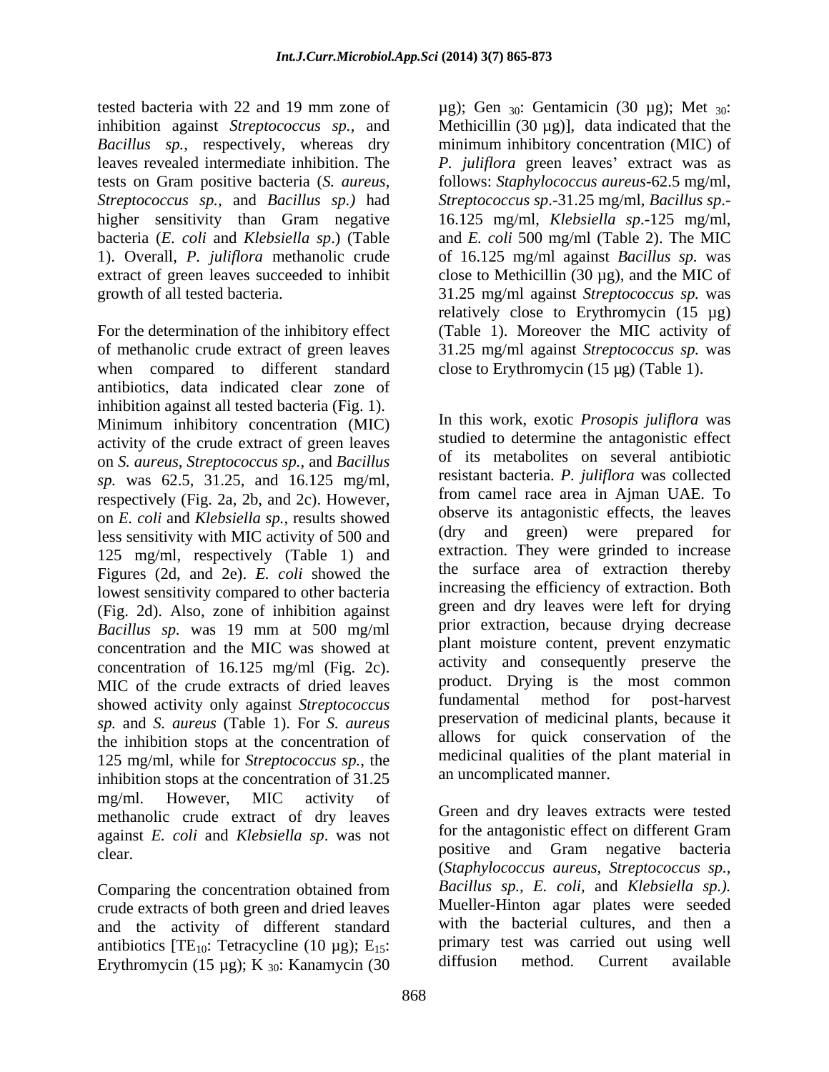tested bacteria with 22 and 19 mm zone of inhibition against *Streptococcus sp.,* and *Bacillus sp.,* respectively, whereas dry leaves revealed intermediate inhibition. The tests on Gram positive bacteria (*S. aureus, Streptococcus sp.,* and *Bacillus sp.)* had higher sensitivity than Gram negative bacteria (*E. coli* and *Klebsiella sp*.) (Table 1). Overall, *P. juliflora* methanolic crude extract of green leaves succeeded to inhibit growth of all tested bacteria.

For the determination of the inhibitory effect of methanolic crude extract of green leaves when compared to different standard antibiotics, data indicated clear zone of inhibition against all tested bacteria (Fig. 1). Minimum inhibitory concentration (MIC) activity of the crude extract of green leaves on *S. aureus*, *Streptococcus sp.,* and *Bacillus sp.* was 62.5, 31.25, and 16.125 mg/ml, respectively (Fig. 2a, 2b, and 2c). However, on *E. coli* and *Klebsiella sp.*, results showed less sensitivity with MIC activity of 500 and 125 mg/ml, respectively (Table 1) and Figures (2d, and 2e). *E. coli* showed the lowest sensitivity compared to other bacteria (Fig. 2d). Also, zone of inhibition against *Bacillus sp.* was 19 mm at 500 mg/ml concentration and the MIC was showed at concentration of 16.125 mg/ml (Fig. 2c). MIC of the crude extracts of dried leaves showed activity only against *Streptococcus sp.* and *S. aureus* (Table 1). For *S. aureus* the inhibition stops at the concentration of 125 mg/ml, while for *Streptococcus sp.*, the inhibition stops at the concentration of 31.25 mg/ml. However, MIC activity of methanolic crude extract of dry leaves against *E. coli* and *Klebsiella sp*. was not clear.

Comparing the concentration obtained from crude extracts of both green and dried leaves and the activity of different standard antibiotics [$TE_{10}$: Tetracycline (10 µg); $E_{15}$: Erythromycin (15 µg); K $_{30}$: Kanamycin (30 µg); Gen $_{30}$: Gentamicin (30 µg); Met $_{30}$: Methicillin (30 µg)], data indicated that the minimum inhibitory concentration (MIC) of *P. juliflora* green leaves' extract was as follows: *Staphylococcus aureus*-62.5 mg/ml, *Streptococcus sp*.-31.25 mg/ml, *Bacillus sp*.-16.125 mg/ml, *Klebsiella sp*.-125 mg/ml, and *E. coli* 500 mg/ml (Table 2). The MIC of 16.125 mg/ml against *Bacillus sp.* was close to Methicillin (30 µg), and the MIC of 31.25 mg/ml against *Streptococcus sp.* was relatively close to Erythromycin (15 µg) (Table 1). Moreover the MIC activity of 31.25 mg/ml against *Streptococcus sp.* was close to Erythromycin (15 µg) (Table 1).

In this work, exotic *Prosopis juliflora* was studied to determine the antagonistic effect of its metabolites on several antibiotic resistant bacteria. *P. juliflora* was collected from camel race area in Ajman UAE. To observe its antagonistic effects, the leaves (dry and green) were prepared for extraction. They were grinded to increase the surface area of extraction thereby increasing the efficiency of extraction. Both green and dry leaves were left for drying prior extraction, because drying decrease plant moisture content, prevent enzymatic activity and consequently preserve the product. Drying is the most common fundamental method for post-harvest preservation of medicinal plants, because it allows for quick conservation of the medicinal qualities of the plant material in an uncomplicated manner.

Green and dry leaves extracts were tested for the antagonistic effect on different Gram positive and Gram negative bacteria (*Staphylococcus aureus*, *Streptococcus sp.*, *Bacillus sp., E. coli,* and *Klebsiella sp.).* Mueller-Hinton agar plates were seeded with the bacterial cultures, and then a primary test was carried out using well diffusion method. Current available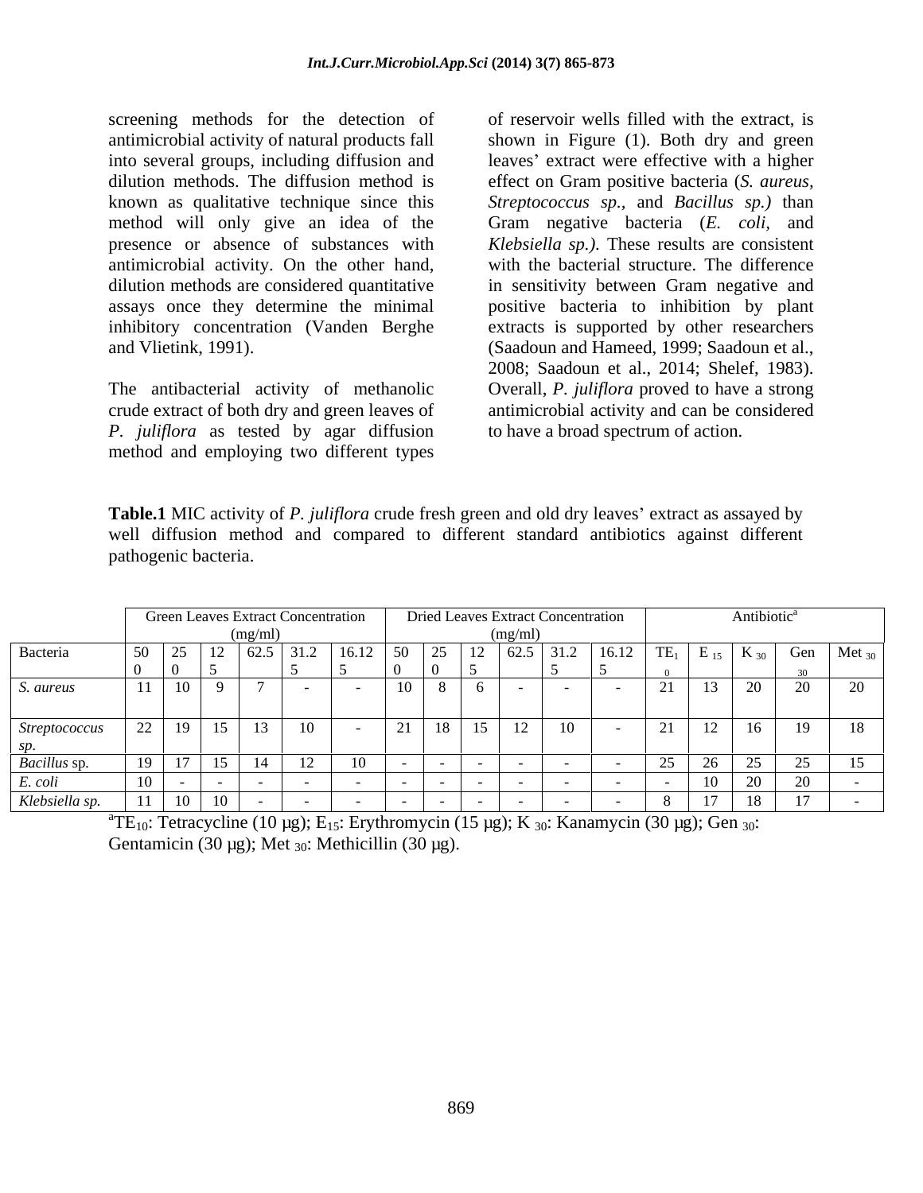screening methods for the detection of antimicrobial activity of natural products fall into several groups, including diffusion and dilution methods. The diffusion method is known as qualitative technique since this method will only give an idea of the presence or absence of substances with antimicrobial activity. On the other hand, dilution methods are considered quantitative assays once they determine the minimal inhibitory concentration (Vanden Berghe and Vlietink, 1991).

The antibacterial activity of methanolic crude extract of both dry and green leaves of *P. juliflora* as tested by agar diffusion method and employing two different types of reservoir wells filled with the extract, is shown in Figure (1). Both dry and green leaves' extract were effective with a higher effect on Gram positive bacteria (*S. aureus, Streptococcus sp.,* and *Bacillus sp.)* than Gram negative bacteria (*E. coli,* and *Klebsiella sp.).* These results are consistent with the bacterial structure. The difference in sensitivity between Gram negative and positive bacteria to inhibition by plant extracts is supported by other researchers (Saadoun and Hameed, 1999; Saadoun et al., 2008; Saadoun et al., 2014; Shelef, 1983). Overall, *P. juliflora* proved to have a strong antimicrobial activity and can be considered to have a broad spectrum of action.

**Table.1** MIC activity of *P. juliflora* crude fresh green and old dry leaves' extract as assayed by well diffusion method and compared to different standard antibiotics against different pathogenic bacteria.

| | Green Leaves Extract Concentration (mg/ml) | | | | | | Dried Leaves Extract Concentration (mg/ml) | | | | | | Antibiotic[a] | | | | |
|---|---|---|---|---|---|---|---|---|---|---|---|---|---|---|---|---|---|
| Bacteria | 500 | 250 | 125 | 62.5 | 31.25 | 16.125 | 500 | 250 | 125 | 62.5 | 31.25 | 16.125 | $TE_{10}$ | $E_{15}$ | $K_{30}$ | $Gen_{30}$ | $Met_{30}$ |
| *S. aureus* | 11 | 10 | 9 | 7 | - | - | 10 | 8 | 6 | - | - | - | 21 | 13 | 20 | 20 | 20 |
| *Streptococcus sp.* | 22 | 19 | 15 | 13 | 10 | - | 21 | 18 | 15 | 12 | 10 | - | 21 | 12 | 16 | 19 | 18 |
| *Bacillus* sp. | 19 | 17 | 15 | 14 | 12 | 10 | - | - | - | - | - | - | 25 | 26 | 25 | 25 | 15 |
| *E. coli* | 10 | - | - | - | - | - | - | - | - | - | - | - | - | 10 | 20 | 20 | - |
| *Klebsiella sp.* | 11 | 10 | 10 | - | - | - | - | - | - | - | - | - | 8 | 17 | 18 | 17 | - |

[a]$TE_{10}$: Tetracycline (10 µg); $E_{15}$: Erythromycin (15 µg); $K_{30}$: Kanamycin (30 µg); $Gen_{30}$: Gentamicin (30 µg); $Met_{30}$: Methicillin (30 µg).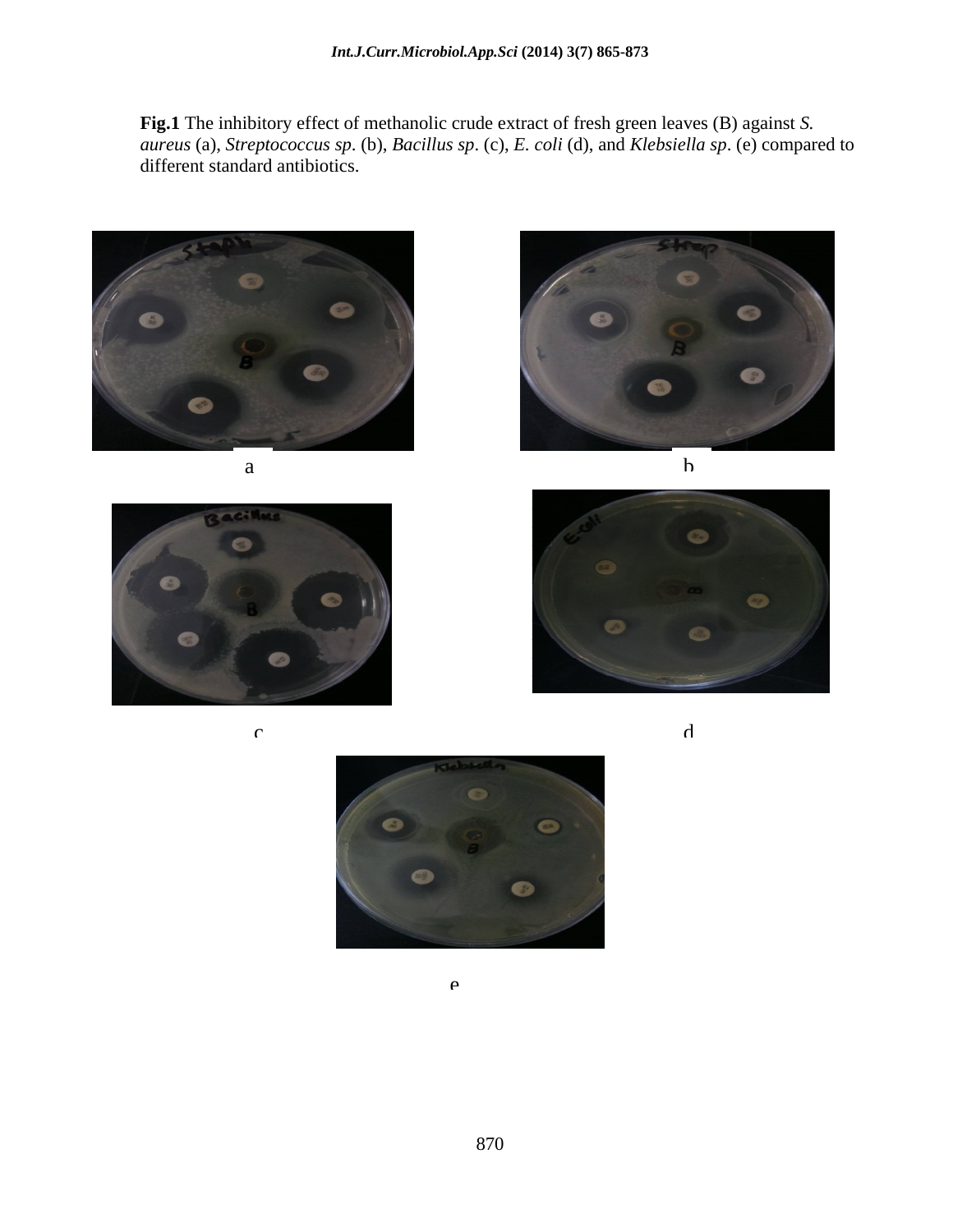**Fig.1** The inhibitory effect of methanolic crude extract of fresh green leaves (B) against *S. aureus* (a), *Streptococcus sp*. (b), *Bacillus sp*. (c), *E. coli* (d), and *Klebsiella sp*. (e) compared to different standard antibiotics.

a

b

c

d

e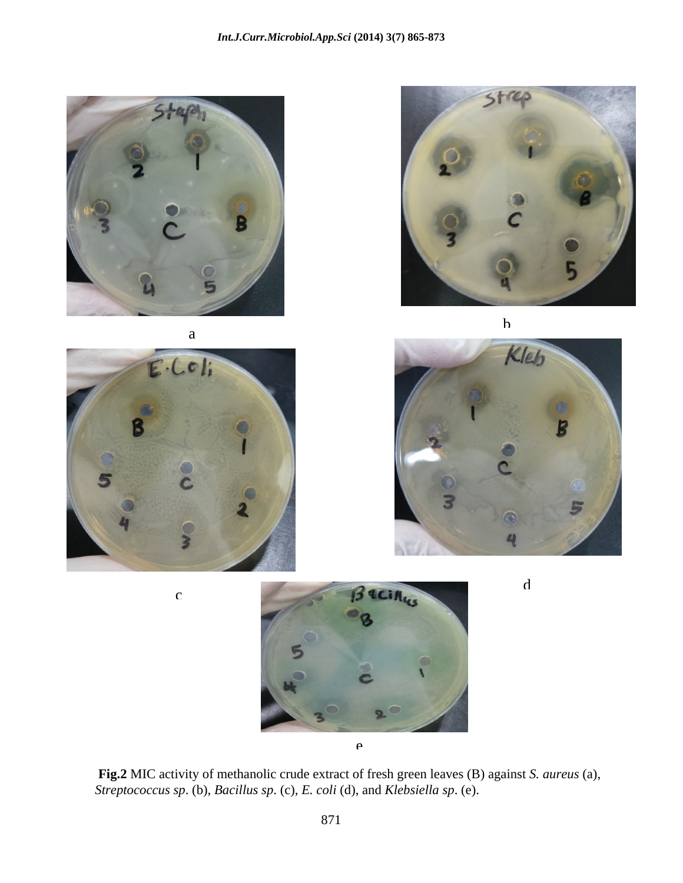a

b

c

d

e

**Fig.2** MIC activity of methanolic crude extract of fresh green leaves (B) against *S. aureus* (a), *Streptococcus sp*. (b), *Bacillus sp*. (c), *E. coli* (d), and *Klebsiella sp*. (e).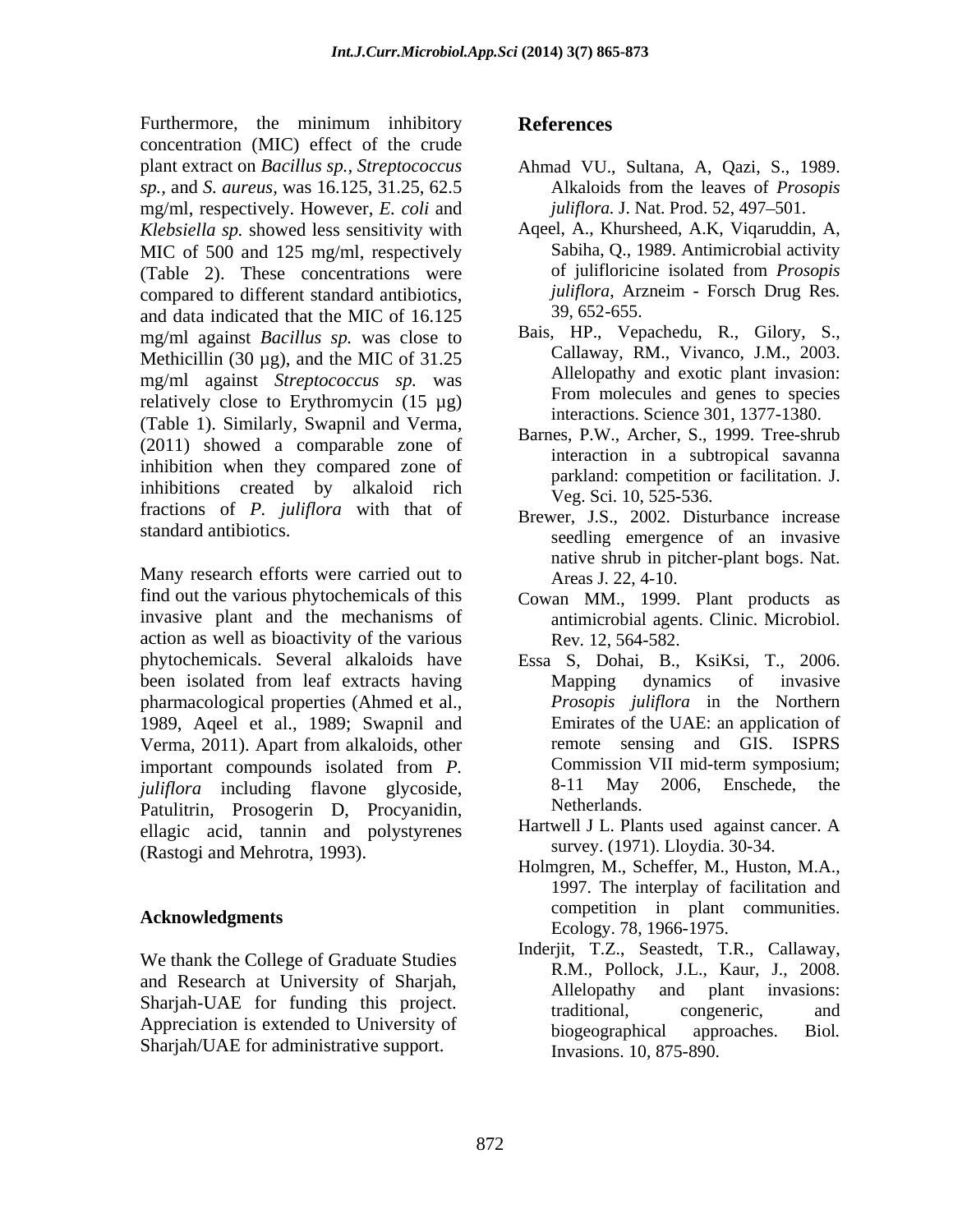Furthermore, the minimum inhibitory concentration (MIC) effect of the crude plant extract on *Bacillus sp.*, *Streptococcus sp.*, and *S. aureus*, was 16.125, 31.25, 62.5 mg/ml, respectively. However, *E. coli* and *Klebsiella sp.* showed less sensitivity with MIC of 500 and 125 mg/ml, respectively (Table 2). These concentrations were compared to different standard antibiotics, and data indicated that the MIC of 16.125 mg/ml against *Bacillus sp.* was close to Methicillin (30 µg), and the MIC of 31.25 mg/ml against *Streptococcus sp.* was relatively close to Erythromycin (15 µg) (Table 1). Similarly, Swapnil and Verma, (2011) showed a comparable zone of inhibition when they compared zone of inhibitions created by alkaloid rich fractions of *P. juliflora* with that of standard antibiotics.

Many research efforts were carried out to find out the various phytochemicals of this invasive plant and the mechanisms of action as well as bioactivity of the various phytochemicals. Several alkaloids have been isolated from leaf extracts having pharmacological properties (Ahmed et al., 1989, Aqeel et al., 1989; Swapnil and Verma, 2011). Apart from alkaloids, other important compounds isolated from *P. juliflora* including flavone glycoside, Patulitrin, Prosogerin D, Procyanidin, ellagic acid, tannin and polystyrenes (Rastogi and Mehrotra, 1993).

## Acknowledgments

We thank the College of Graduate Studies and Research at University of Sharjah, Sharjah-UAE for funding this project. Appreciation is extended to University of Sharjah/UAE for administrative support.

## References

Ahmad VU., Sultana, A, Qazi, S., 1989. Alkaloids from the leaves of *Prosopis juliflora.* J. Nat. Prod. 52, 497–501.

Aqeel, A., Khursheed, A.K, Viqaruddin, A, Sabiha, Q., 1989. Antimicrobial activity of julifloricine isolated from *Prosopis juliflora*, Arzneim - Forsch Drug Res. 39, 652-655.

Bais, HP., Vepachedu, R., Gilory, S., Callaway, RM., Vivanco, J.M., 2003. Allelopathy and exotic plant invasion: From molecules and genes to species interactions. Science 301, 1377-1380.

Barnes, P.W., Archer, S., 1999. Tree-shrub interaction in a subtropical savanna parkland: competition or facilitation. J. Veg. Sci. 10, 525-536.

Brewer, J.S., 2002. Disturbance increase seedling emergence of an invasive native shrub in pitcher-plant bogs. Nat. Areas J. 22, 4-10.

Cowan MM., 1999. Plant products as antimicrobial agents. Clinic. Microbiol. Rev. 12, 564-582.

Essa S, Dohai, B., KsiKsi, T., 2006. Mapping dynamics of invasive *Prosopis juliflora* in the Northern Emirates of the UAE: an application of remote sensing and GIS. ISPRS Commission VII mid-term symposium; 8-11 May 2006, Enschede, the Netherlands.

Hartwell J L. Plants used against cancer. A survey. (1971). Lloydia. 30-34.

Holmgren, M., Scheffer, M., Huston, M.A., 1997. The interplay of facilitation and competition in plant communities. Ecology. 78, 1966-1975.

Inderjit, T.Z., Seastedt, T.R., Callaway, R.M., Pollock, J.L., Kaur, J., 2008. Allelopathy and plant invasions: traditional, congeneric, and biogeographical approaches. Biol. Invasions. 10, 875-890.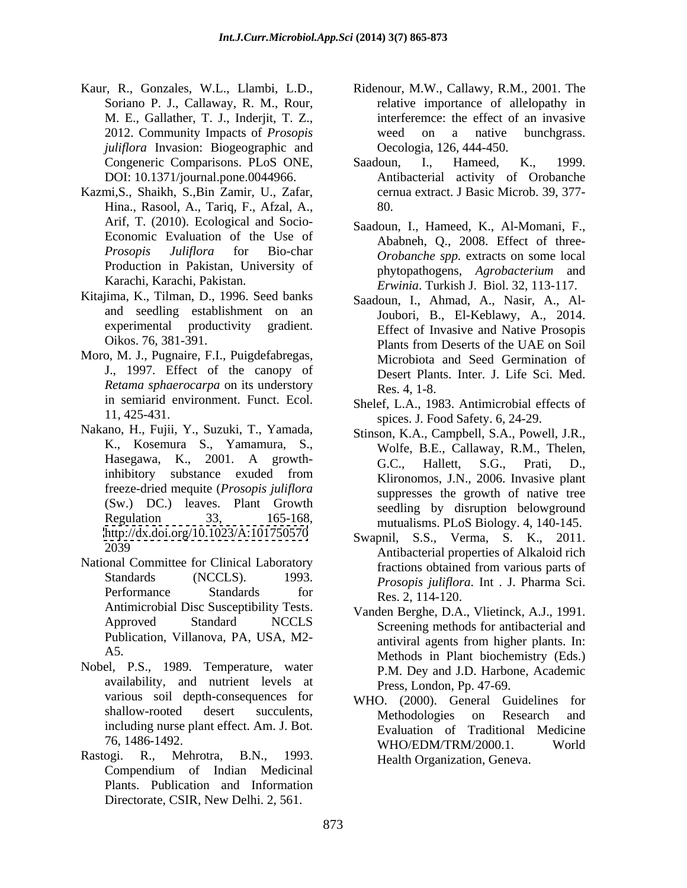Kaur, R., Gonzales, W.L., Llambi, L.D., Soriano P. J., Callaway, R. M., Rour, M. E., Gallather, T. J., Inderjit, T. Z., 2012. Community Impacts of *Prosopis juliflora* Invasion: Biogeographic and Congeneric Comparisons. PLoS ONE, DOI: 10.1371/journal.pone.0044966.

Kazmi,S., Shaikh, S.,Bin Zamir, U., Zafar, Hina., Rasool, A., Tariq, F., Afzal, A., Arif, T. (2010). Ecological and Socio-Economic Evaluation of the Use of *Prosopis Juliflora* for Bio-char Production in Pakistan, University of Karachi, Karachi, Pakistan.

Kitajima, K., Tilman, D., 1996. Seed banks and seedling establishment on an experimental productivity gradient. Oikos. 76, 381-391.

Moro, M. J., Pugnaire, F.I., Puigdefabregas, J., 1997. Effect of the canopy of *Retama sphaerocarpa* on its understory in semiarid environment. Funct. Ecol. 11, 425-431.

Nakano, H., Fujii, Y., Suzuki, T., Yamada, K., Kosemura S., Yamamura, S., Hasegawa, K., 2001. A growth-inhibitory substance exuded from freeze-dried mequite (*Prosopis juliflora* (Sw.) DC.) leaves. Plant Growth Regulation 33, 165-168, http://dx.doi.org/10.1023/A:1017505702039

National Committee for Clinical Laboratory Standards (NCCLS). 1993. Performance Standards for Antimicrobial Disc Susceptibility Tests. Approved Standard NCCLS Publication, Villanova, PA, USA, M2-A5.

Nobel, P.S., 1989. Temperature, water availability, and nutrient levels at various soil depth-consequences for shallow-rooted desert succulents, including nurse plant effect. Am. J. Bot. 76, 1486-1492.

Rastogi. R., Mehrotra, B.N., 1993. Compendium of Indian Medicinal Plants. Publication and Information Directorate, CSIR, New Delhi. 2, 561.

Ridenour, M.W., Callawy, R.M., 2001. The relative importance of allelopathy in interferemce: the effect of an invasive weed on a native bunchgrass. Oecologia, 126, 444-450.

Saadoun, I., Hameed, K., 1999. Antibacterial activity of Orobanche cernua extract. J Basic Microb. 39, 377-80.

Saadoun, I., Hameed, K., Al-Momani, F., Ababneh, Q., 2008. Effect of three-*Orobanche spp.* extracts on some local phytopathogens, *Agrobacterium* and *Erwinia*. Turkish J. Biol. 32, 113-117.

Saadoun, I., Ahmad, A., Nasir, A., Al-Joubori, B., El-Keblawy, A., 2014. Effect of Invasive and Native Prosopis Plants from Deserts of the UAE on Soil Microbiota and Seed Germination of Desert Plants. Inter. J. Life Sci. Med. Res. 4, 1-8.

Shelef, L.A., 1983. Antimicrobial effects of spices. J. Food Safety. 6, 24-29.

Stinson, K.A., Campbell, S.A., Powell, J.R., Wolfe, B.E., Callaway, R.M., Thelen, G.C., Hallett, S.G., Prati, D., Klironomos, J.N., 2006. Invasive plant suppresses the growth of native tree seedling by disruption belowground mutualisms. PLoS Biology. 4, 140-145.

Swapnil, S.S., Verma, S. K., 2011. Antibacterial properties of Alkaloid rich fractions obtained from various parts of *Prosopis juliflora*. Int . J. Pharma Sci. Res. 2, 114-120.

Vanden Berghe, D.A., Vlietinck, A.J., 1991. Screening methods for antibacterial and antiviral agents from higher plants. In: Methods in Plant biochemistry (Eds.) P.M. Dey and J.D. Harbone, Academic Press, London, Pp. 47-69.

WHO. (2000). General Guidelines for Methodologies on Research and Evaluation of Traditional Medicine WHO/EDM/TRM/2000.1. World Health Organization, Geneva.